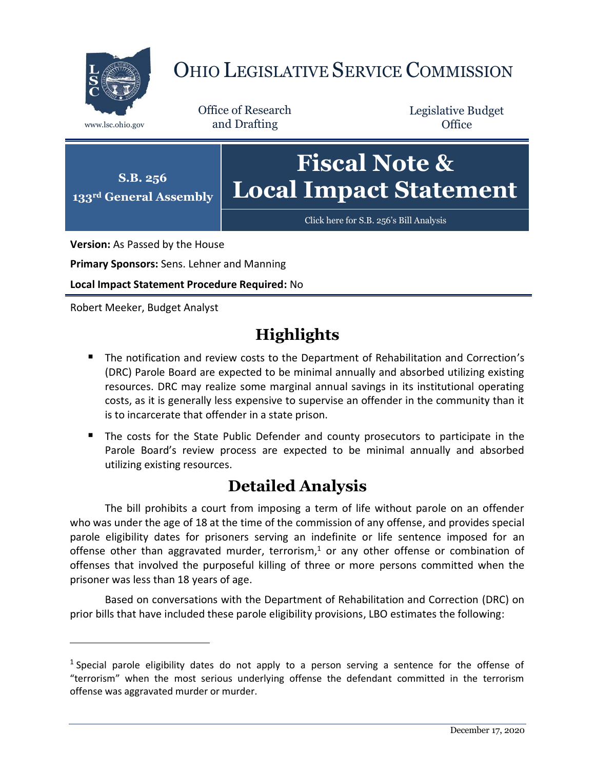# OHIO LEGISLATIVE SERVICE COMMISSION

www.lsc.ohio.gov

Office of Research and Drafting

Legislative Budget Office

**S.B. 256**
**133rd General Assembly**

# Fiscal Note & Local Impact Statement

Click here for S.B. 256's Bill Analysis

**Version:** As Passed by the House

**Primary Sponsors:** Sens. Lehner and Manning

**Local Impact Statement Procedure Required:** No

Robert Meeker, Budget Analyst

## Highlights

- The notification and review costs to the Department of Rehabilitation and Correction's (DRC) Parole Board are expected to be minimal annually and absorbed utilizing existing resources. DRC may realize some marginal annual savings in its institutional operating costs, as it is generally less expensive to supervise an offender in the community than it is to incarcerate that offender in a state prison.
- The costs for the State Public Defender and county prosecutors to participate in the Parole Board's review process are expected to be minimal annually and absorbed utilizing existing resources.

## Detailed Analysis

The bill prohibits a court from imposing a term of life without parole on an offender who was under the age of 18 at the time of the commission of any offense, and provides special parole eligibility dates for prisoners serving an indefinite or life sentence imposed for an offense other than aggravated murder, terrorism,[1] or any other offense or combination of offenses that involved the purposeful killing of three or more persons committed when the prisoner was less than 18 years of age.

Based on conversations with the Department of Rehabilitation and Correction (DRC) on prior bills that have included these parole eligibility provisions, LBO estimates the following:

[1] Special parole eligibility dates do not apply to a person serving a sentence for the offense of "terrorism" when the most serious underlying offense the defendant committed in the terrorism offense was aggravated murder or murder.

December 17, 2020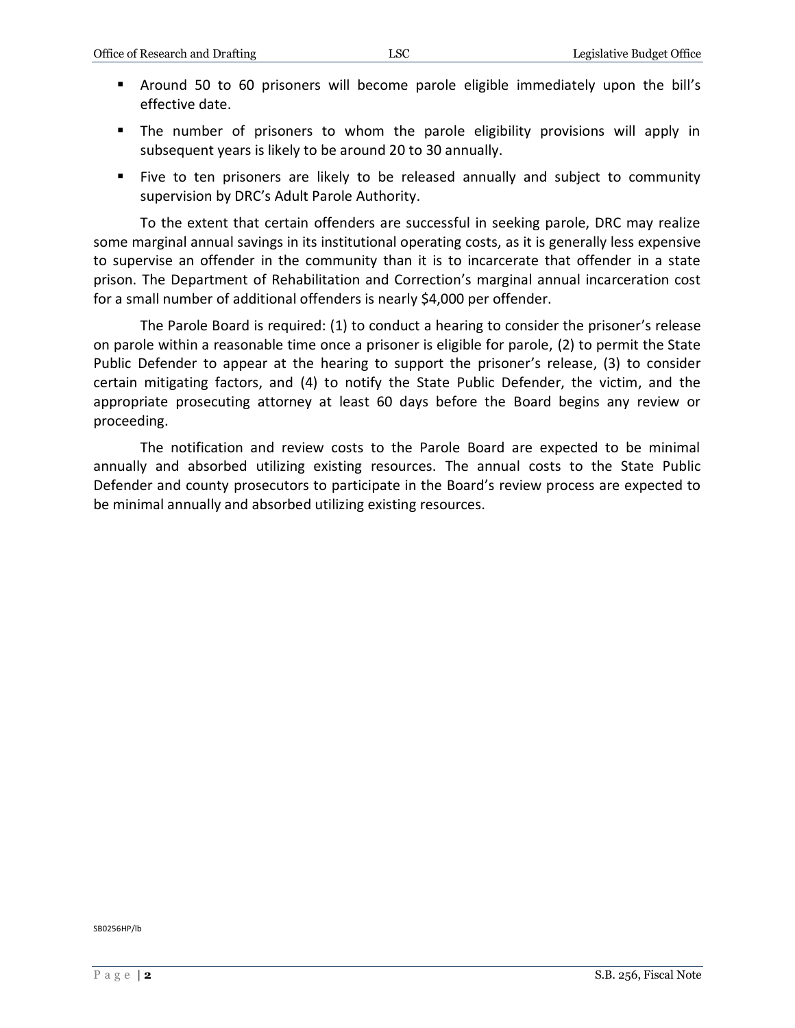- Around 50 to 60 prisoners will become parole eligible immediately upon the bill's effective date.
- The number of prisoners to whom the parole eligibility provisions will apply in subsequent years is likely to be around 20 to 30 annually.
- Five to ten prisoners are likely to be released annually and subject to community supervision by DRC's Adult Parole Authority.

To the extent that certain offenders are successful in seeking parole, DRC may realize some marginal annual savings in its institutional operating costs, as it is generally less expensive to supervise an offender in the community than it is to incarcerate that offender in a state prison. The Department of Rehabilitation and Correction's marginal annual incarceration cost for a small number of additional offenders is nearly $4,000 per offender.

The Parole Board is required: (1) to conduct a hearing to consider the prisoner's release on parole within a reasonable time once a prisoner is eligible for parole, (2) to permit the State Public Defender to appear at the hearing to support the prisoner's release, (3) to consider certain mitigating factors, and (4) to notify the State Public Defender, the victim, and the appropriate prosecuting attorney at least 60 days before the Board begins any review or proceeding.

The notification and review costs to the Parole Board are expected to be minimal annually and absorbed utilizing existing resources. The annual costs to the State Public Defender and county prosecutors to participate in the Board's review process are expected to be minimal annually and absorbed utilizing existing resources.

SB0256HP/lb